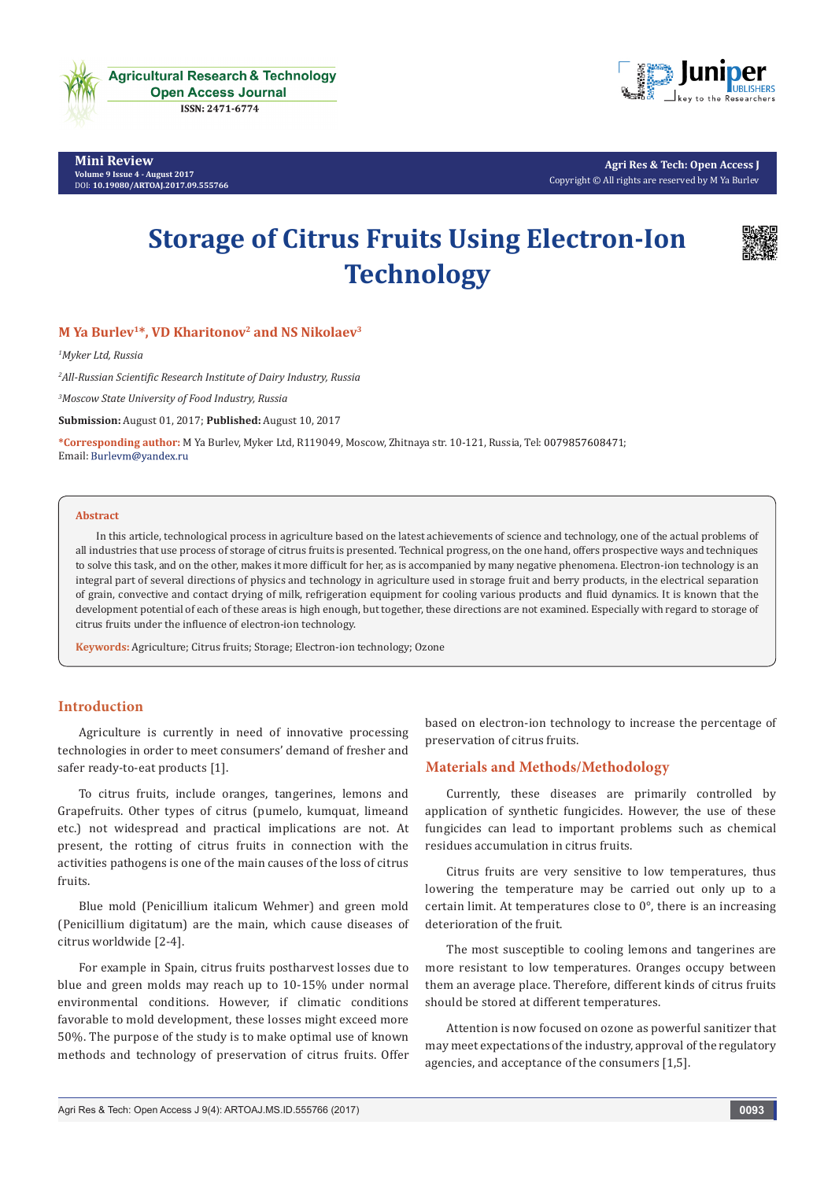Mini Review

# Storage of Citrus Fruits Using Electron-Ion Technology

**M Ya Burlev[1]*, VD Kharitonov[2] and NS Nikolaev[3]**

[1]*Myker Ltd, Russia*

[2]*All-Russian Scientific Research Institute of Dairy Industry, Russia*

[3]*Moscow State University of Food Industry, Russia*

**Submission:** August 01, 2017; **Published:** August 10, 2017

***Corresponding author:** M Ya Burlev, Myker Ltd, R119049, Moscow, Zhitnaya str. 10-121, Russia, Tel: 0079857608471; Email: Burlevm@yandex.ru

## Abstract

In this article, technological process in agriculture based on the latest achievements of science and technology, one of the actual problems of all industries that use process of storage of citrus fruits is presented. Technical progress, on the one hand, offers prospective ways and techniques to solve this task, and on the other, makes it more difficult for her, as is accompanied by many negative phenomena. Electron-ion technology is an integral part of several directions of physics and technology in agriculture used in storage fruit and berry products, in the electrical separation of grain, convective and contact drying of milk, refrigeration equipment for cooling various products and fluid dynamics. It is known that the development potential of each of these areas is high enough, but together, these directions are not examined. Especially with regard to storage of citrus fruits under the influence of electron-ion technology.

**Keywords:** Agriculture; Citrus fruits; Storage; Electron-ion technology; Ozone

## Introduction

Agriculture is currently in need of innovative processing technologies in order to meet consumers' demand of fresher and safer ready-to-eat products [1].

To citrus fruits, include oranges, tangerines, lemons and Grapefruits. Other types of citrus (pumelo, kumquat, limeand etc.) not widespread and practical implications are not. At present, the rotting of citrus fruits in connection with the activities pathogens is one of the main causes of the loss of citrus fruits.

Blue mold (Penicillium italicum Wehmer) and green mold (Penicillium digitatum) are the main, which cause diseases of citrus worldwide [2-4].

For example in Spain, citrus fruits postharvest losses due to blue and green molds may reach up to 10-15% under normal environmental conditions. However, if climatic conditions favorable to mold development, these losses might exceed more 50%. The purpose of the study is to make optimal use of known methods and technology of preservation of citrus fruits. Offer based on electron-ion technology to increase the percentage of preservation of citrus fruits.

## Materials and Methods/Methodology

Currently, these diseases are primarily controlled by application of synthetic fungicides. However, the use of these fungicides can lead to important problems such as chemical residues accumulation in citrus fruits.

Citrus fruits are very sensitive to low temperatures, thus lowering the temperature may be carried out only up to a certain limit. At temperatures close to 0°, there is an increasing deterioration of the fruit.

The most susceptible to cooling lemons and tangerines are more resistant to low temperatures. Oranges occupy between them an average place. Therefore, different kinds of citrus fruits should be stored at different temperatures.

Attention is now focused on ozone as powerful sanitizer that may meet expectations of the industry, approval of the regulatory agencies, and acceptance of the consumers [1,5].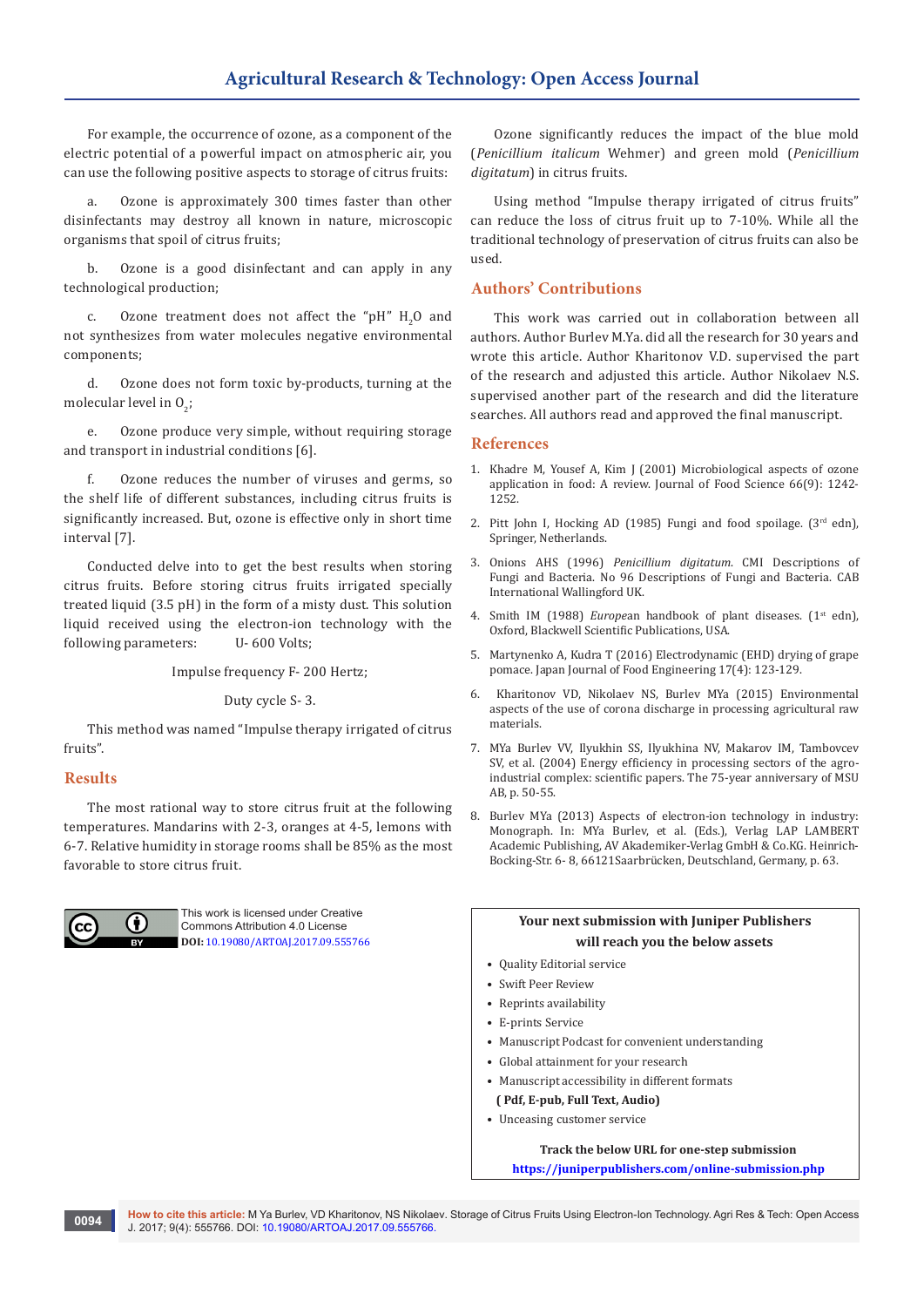For example, the occurrence of ozone, as a component of the electric potential of a powerful impact on atmospheric air, you can use the following positive aspects to storage of citrus fruits:

a. Ozone is approximately 300 times faster than other disinfectants may destroy all known in nature, microscopic organisms that spoil of citrus fruits;

b. Ozone is a good disinfectant and can apply in any technological production;

c. Ozone treatment does not affect the "pH" $H_2O$ and not synthesizes from water molecules negative environmental components;

d. Ozone does not form toxic by-products, turning at the molecular level in $O_2$;

e. Ozone produce very simple, without requiring storage and transport in industrial conditions [6].

f. Ozone reduces the number of viruses and germs, so the shelf life of different substances, including citrus fruits is significantly increased. But, ozone is effective only in short time interval [7].

Conducted delve into to get the best results when storing citrus fruits. Before storing citrus fruits irrigated specially treated liquid (3.5 pH) in the form of a misty dust. This solution liquid received using the electron-ion technology with the following parameters: U- 600 Volts;

Impulse frequency F- 200 Hertz;

Duty cycle S- 3.

This method was named "Impulse therapy irrigated of citrus fruits".

## Results

The most rational way to store citrus fruit at the following temperatures. Mandarins with 2-3, oranges at 4-5, lemons with 6-7. Relative humidity in storage rooms shall be 85% as the most favorable to store citrus fruit.

Ozone significantly reduces the impact of the blue mold (*Penicillium italicum* Wehmer) and green mold (*Penicillium digitatum*) in citrus fruits.

Using method "Impulse therapy irrigated of citrus fruits" can reduce the loss of citrus fruit up to 7-10%. While all the traditional technology of preservation of citrus fruits can also be used.

## Authors' Contributions

This work was carried out in collaboration between all authors. Author Burlev M.Ya. did all the research for 30 years and wrote this article. Author Kharitonov V.D. supervised the part of the research and adjusted this article. Author Nikolaev N.S. supervised another part of the research and did the literature searches. All authors read and approved the final manuscript.

## References

1. Khadre M, Yousef A, Kim J (2001) Microbiological aspects of ozone application in food: A review. Journal of Food Science 66(9): 1242-1252.
2. Pitt John I, Hocking AD (1985) Fungi and food spoilage. (3rd edn), Springer, Netherlands.
3. Onions AHS (1996) *Penicillium digitatum*. CMI Descriptions of Fungi and Bacteria. No 96 Descriptions of Fungi and Bacteria. CAB International Wallingford UK.
4. Smith IM (1988) *Europe*an handbook of plant diseases. (1st edn), Oxford, Blackwell Scientific Publications, USA.
5. Martynenko A, Kudra T (2016) Electrodynamic (EHD) drying of grape pomace. Japan Journal of Food Engineering 17(4): 123-129.
6. Kharitonov VD, Nikolaev NS, Burlev MYa (2015) Environmental aspects of the use of corona discharge in processing agricultural raw materials.
7. MYa Burlev VV, Ilyukhin SS, Ilyukhina NV, Makarov IM, Tambovcev SV, et al. (2004) Energy efficiency in processing sectors of the agro-industrial complex: scientific papers. The 75-year anniversary of MSU AB, p. 50-55.
8. Burlev MYa (2013) Aspects of electron-ion technology in industry: Monograph. In: MYa Burlev, et al. (Eds.), Verlag LAP LAMBERT Academic Publishing, AV Akademiker-Verlag GmbH & Co.KG. Heinrich-Bocking-Str. 6- 8, 66121Saarbrücken, Deutschland, Germany, p. 63.

This work is licensed under Creative Commons Attribution 4.0 License
**DOI:** 10.19080/ARTOAJ.2017.09.555766

**Your next submission with Juniper Publishers will reach you the below assets**

- Quality Editorial service
- Swift Peer Review
- Reprints availability
- E-prints Service
- Manuscript Podcast for convenient understanding
- Global attainment for your research
- Manuscript accessibility in different formats
  **( Pdf, E-pub, Full Text, Audio)**
- Unceasing customer service

**Track the below URL for one-step submission**
**https://juniperpublishers.com/online-submission.php**

**How to cite this article:** M Ya Burlev, VD Kharitonov, NS Nikolaev. Storage of Citrus Fruits Using Electron-Ion Technology. Agri Res & Tech: Open Access J. 2017; 9(4): 555766. DOI: 10.19080/ARTOAJ.2017.09.555766.